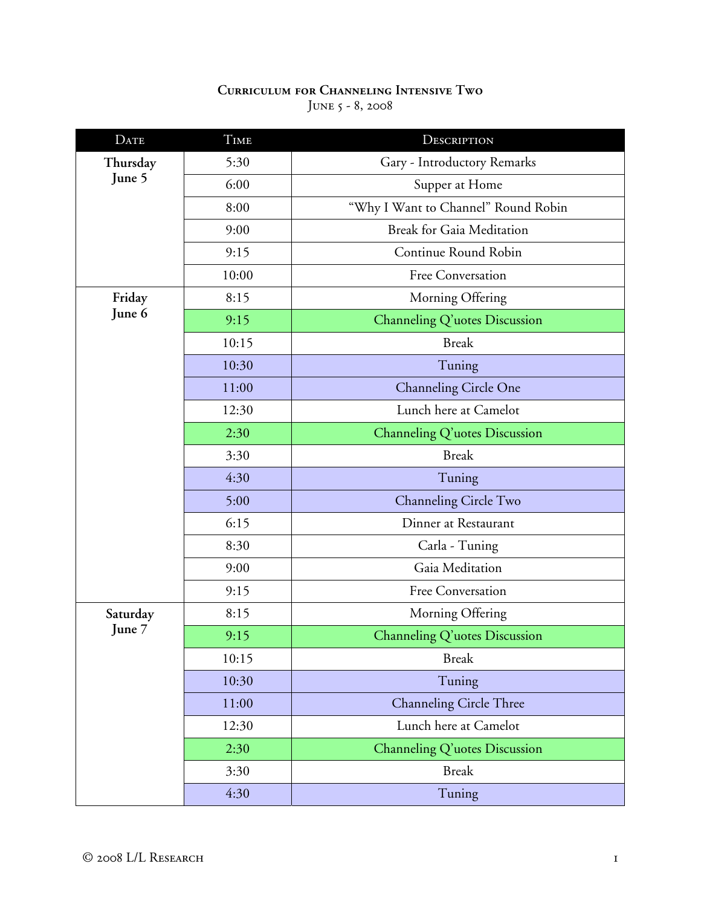**Curriculum for Channeling Intensive Two**

June 5 - 8, 2008

| Date | Time | Description |
|---|---|---|
| **Thursday June 5** | 5:30 | Gary - Introductory Remarks |
| | 6:00 | Supper at Home |
| | 8:00 | "Why I Want to Channel" Round Robin |
| | 9:00 | Break for Gaia Meditation |
| | 9:15 | Continue Round Robin |
| | 10:00 | Free Conversation |
| **Friday June 6** | 8:15 | Morning Offering |
| | 9:15 | Channeling Q'uotes Discussion |
| | 10:15 | Break |
| | 10:30 | Tuning |
| | 11:00 | Channeling Circle One |
| | 12:30 | Lunch here at Camelot |
| | 2:30 | Channeling Q'uotes Discussion |
| | 3:30 | Break |
| | 4:30 | Tuning |
| | 5:00 | Channeling Circle Two |
| | 6:15 | Dinner at Restaurant |
| | 8:30 | Carla - Tuning |
| | 9:00 | Gaia Meditation |
| | 9:15 | Free Conversation |
| **Saturday June 7** | 8:15 | Morning Offering |
| | 9:15 | Channeling Q'uotes Discussion |
| | 10:15 | Break |
| | 10:30 | Tuning |
| | 11:00 | Channeling Circle Three |
| | 12:30 | Lunch here at Camelot |
| | 2:30 | Channeling Q'uotes Discussion |
| | 3:30 | Break |
| | 4:30 | Tuning |

© 2008 L/L Research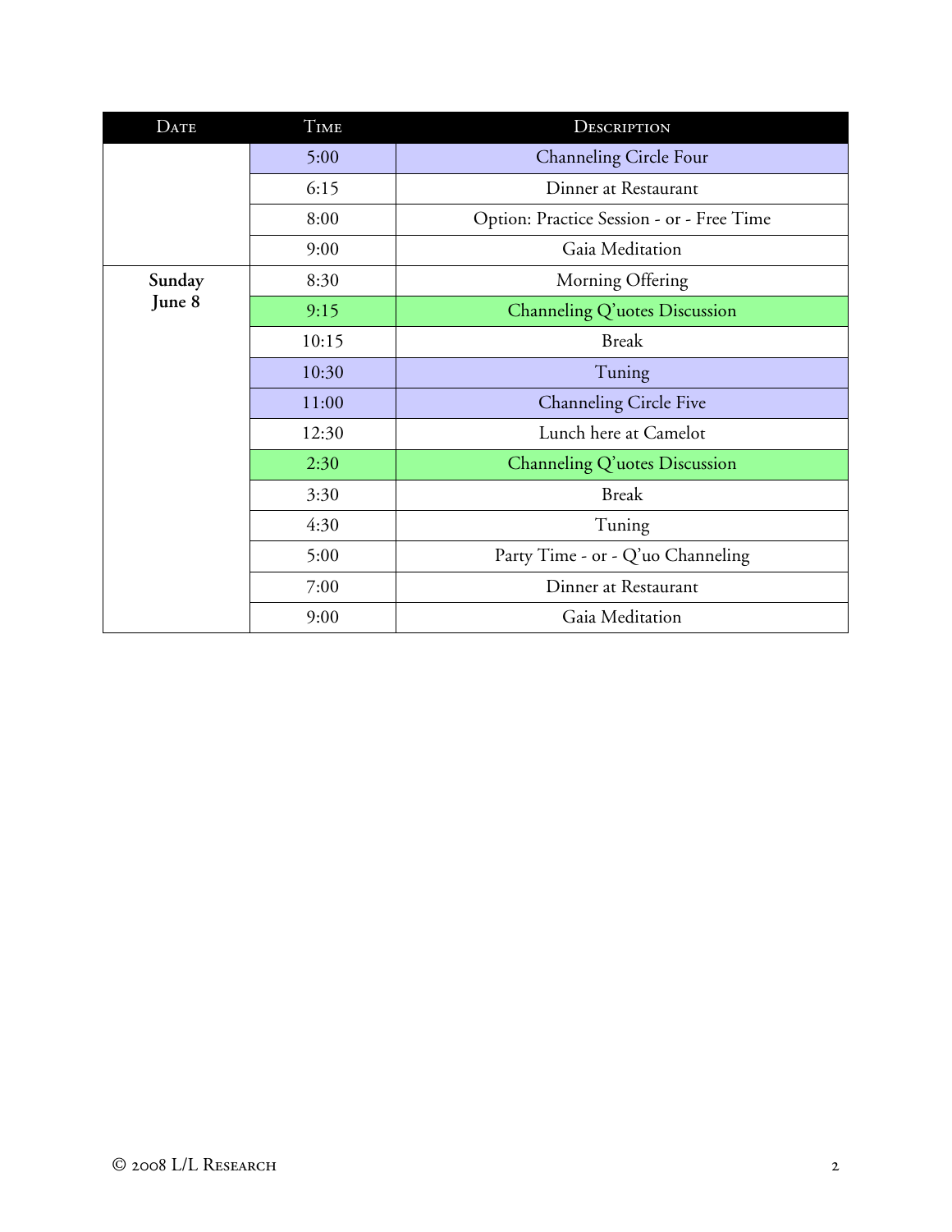| Date | Time | Description |
|---|---|---|
| | 5:00 | Channeling Circle Four |
| | 6:15 | Dinner at Restaurant |
| | 8:00 | Option: Practice Session - or - Free Time |
| | 9:00 | Gaia Meditation |
| **Sunday June 8** | 8:30 | Morning Offering |
| | 9:15 | Channeling Q'uotes Discussion |
| | 10:15 | Break |
| | 10:30 | Tuning |
| | 11:00 | Channeling Circle Five |
| | 12:30 | Lunch here at Camelot |
| | 2:30 | Channeling Q'uotes Discussion |
| | 3:30 | Break |
| | 4:30 | Tuning |
| | 5:00 | Party Time - or - Q'uo Channeling |
| | 7:00 | Dinner at Restaurant |
| | 9:00 | Gaia Meditation |

© 2008 L/L Research